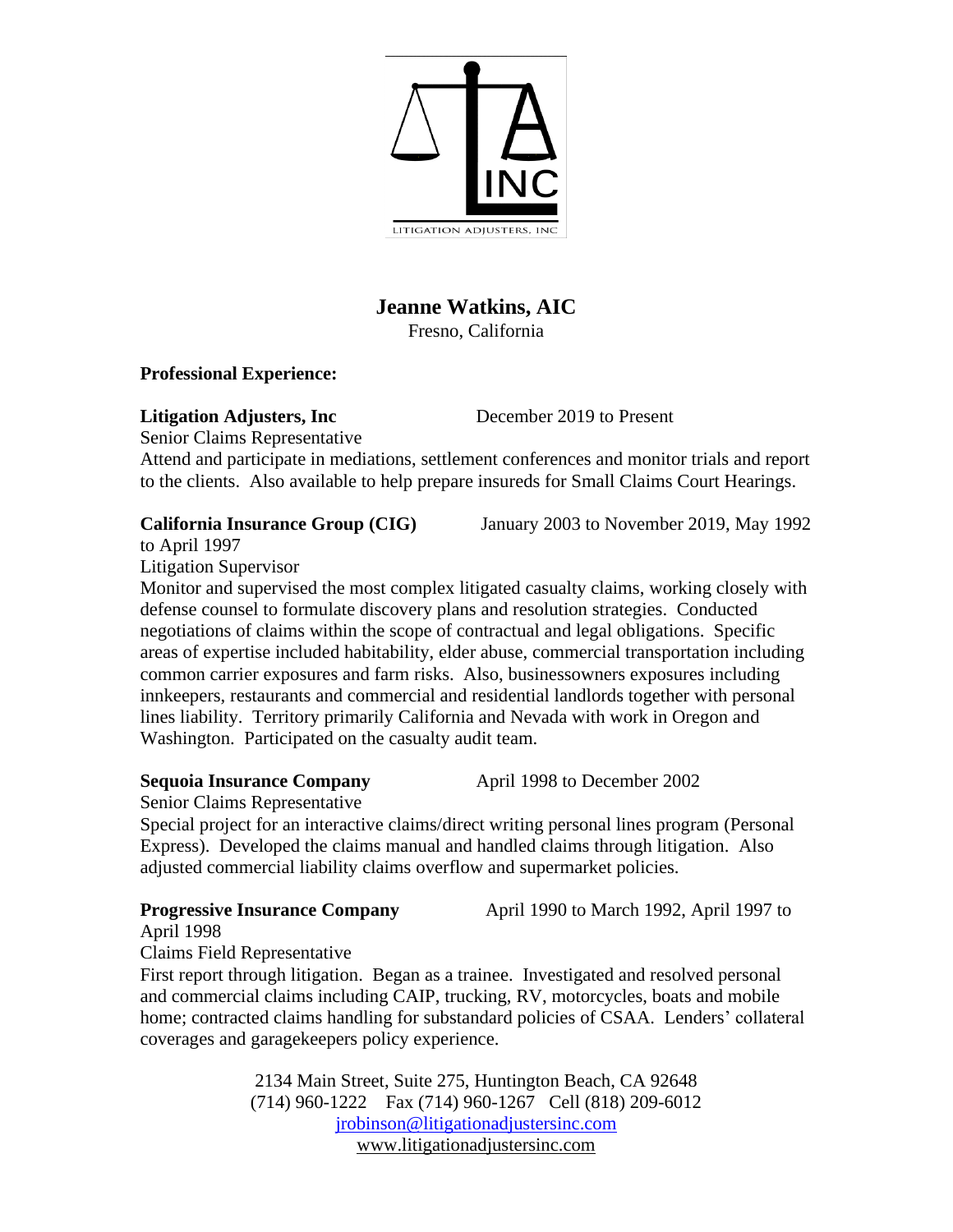LITIGATION ADJUSTERS, INC

# Jeanne Watkins, AIC

Fresno, California

**Professional Experience:**

**Litigation Adjusters, Inc** December 2019 to Present
Senior Claims Representative
Attend and participate in mediations, settlement conferences and monitor trials and report to the clients. Also available to help prepare insureds for Small Claims Court Hearings.

**California Insurance Group (CIG)** January 2003 to November 2019, May 1992 to April 1997
Litigation Supervisor
Monitor and supervised the most complex litigated casualty claims, working closely with defense counsel to formulate discovery plans and resolution strategies. Conducted negotiations of claims within the scope of contractual and legal obligations. Specific areas of expertise included habitability, elder abuse, commercial transportation including common carrier exposures and farm risks. Also, businessowners exposures including innkeepers, restaurants and commercial and residential landlords together with personal lines liability. Territory primarily California and Nevada with work in Oregon and Washington. Participated on the casualty audit team.

**Sequoia Insurance Company** April 1998 to December 2002
Senior Claims Representative
Special project for an interactive claims/direct writing personal lines program (Personal Express). Developed the claims manual and handled claims through litigation. Also adjusted commercial liability claims overflow and supermarket policies.

**Progressive Insurance Company** April 1990 to March 1992, April 1997 to April 1998
Claims Field Representative
First report through litigation. Began as a trainee. Investigated and resolved personal and commercial claims including CAIP, trucking, RV, motorcycles, boats and mobile home; contracted claims handling for substandard policies of CSAA. Lenders' collateral coverages and garagekeepers policy experience.

2134 Main Street, Suite 275, Huntington Beach, CA 92648
(714) 960-1222 Fax (714) 960-1267 Cell (818) 209-6012
jrobinson@litigationadjustersinc.com
www.litigationadjustersinc.com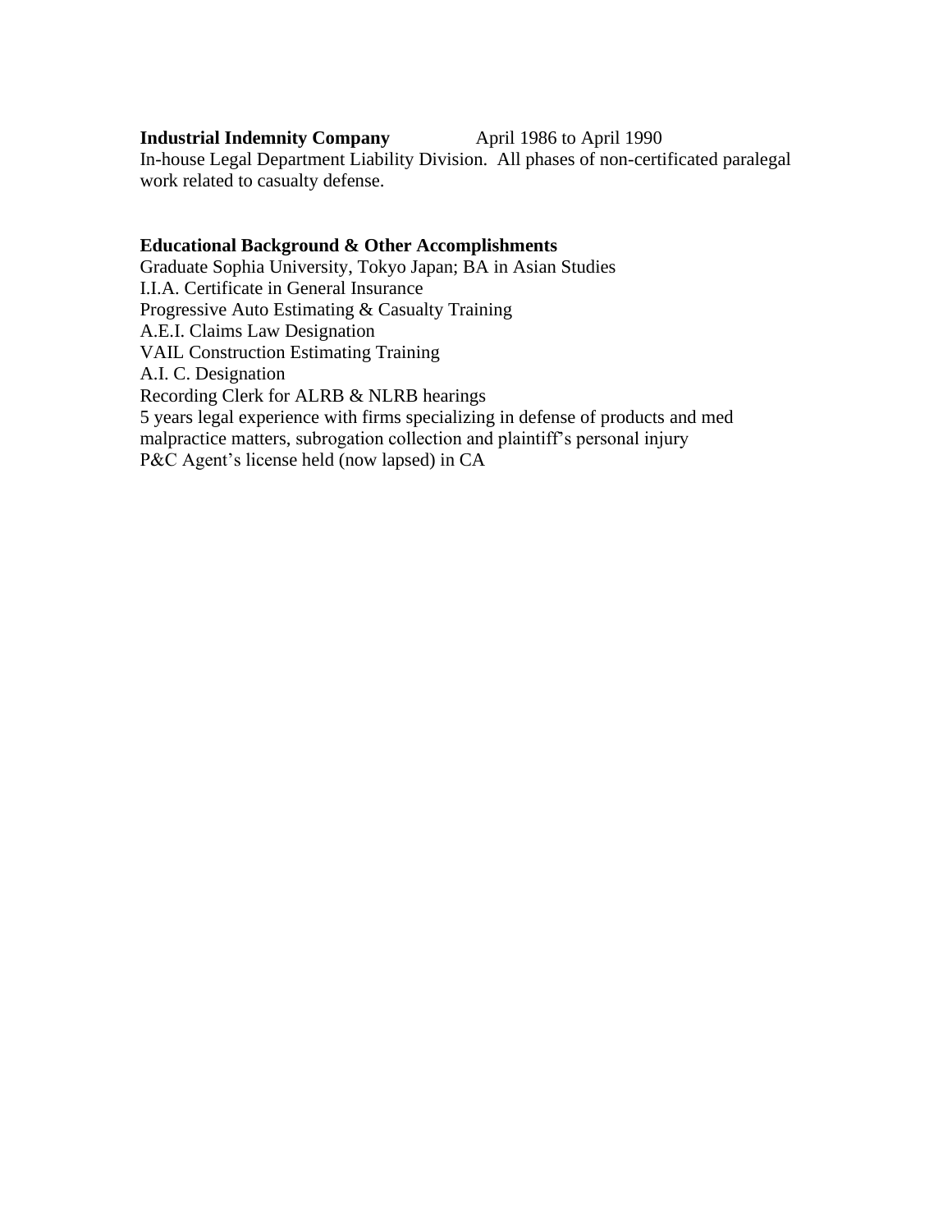**Industrial Indemnity Company** April 1986 to April 1990
In-house Legal Department Liability Division. All phases of non-certificated paralegal work related to casualty defense.

**Educational Background & Other Accomplishments**
Graduate Sophia University, Tokyo Japan; BA in Asian Studies
I.I.A. Certificate in General Insurance
Progressive Auto Estimating & Casualty Training
A.E.I. Claims Law Designation
VAIL Construction Estimating Training
A.I. C. Designation
Recording Clerk for ALRB & NLRB hearings
5 years legal experience with firms specializing in defense of products and med malpractice matters, subrogation collection and plaintiff's personal injury
P&C Agent's license held (now lapsed) in CA